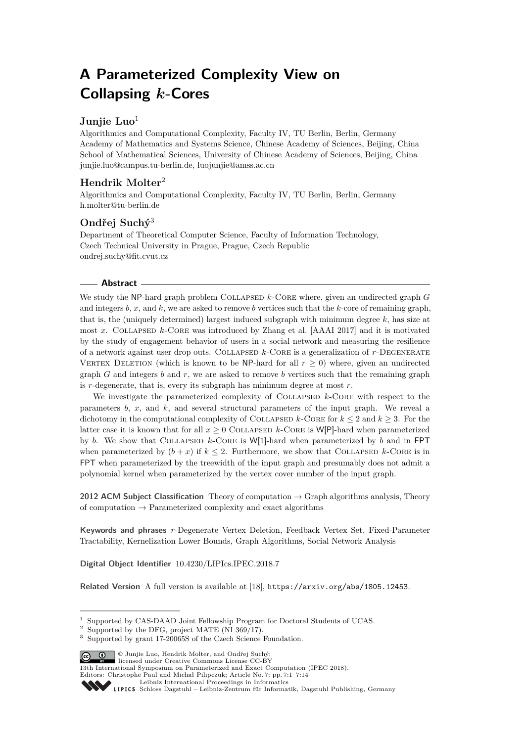# A Parameterized Complexity View on Collapsing $k$-Cores

### Junjie Luo[1]

Algorithmics and Computational Complexity, Faculty IV, TU Berlin, Berlin, Germany
Academy of Mathematics and Systems Science, Chinese Academy of Sciences, Beijing, China
School of Mathematical Sciences, University of Chinese Academy of Sciences, Beijing, China
junjie.luo@campus.tu-berlin.de, luojunjie@amss.ac.cn

### Hendrik Molter[2]

Algorithmics and Computational Complexity, Faculty IV, TU Berlin, Berlin, Germany
h.molter@tu-berlin.de

### Ondřej Suchý[3]

Department of Theoretical Computer Science, Faculty of Information Technology, Czech Technical University in Prague, Prague, Czech Republic
ondrej.suchy@fit.cvut.cz

## Abstract

We study the NP-hard graph problem Collapsed $k$-Core where, given an undirected graph $G$ and integers $b$, $x$, and $k$, we are asked to remove $b$ vertices such that the $k$-core of remaining graph, that is, the (uniquely determined) largest induced subgraph with minimum degree $k$, has size at most $x$. Collapsed $k$-Core was introduced by Zhang et al. [AAAI 2017] and it is motivated by the study of engagement behavior of users in a social network and measuring the resilience of a network against user drop outs. Collapsed $k$-Core is a generalization of $r$-Degenerate Vertex Deletion (which is known to be NP-hard for all $r \geq 0$) where, given an undirected graph $G$ and integers $b$ and $r$, we are asked to remove $b$ vertices such that the remaining graph is $r$-degenerate, that is, every its subgraph has minimum degree at most $r$.

We investigate the parameterized complexity of Collapsed $k$-Core with respect to the parameters $b$, $x$, and $k$, and several structural parameters of the input graph. We reveal a dichotomy in the computational complexity of Collapsed $k$-Core for $k \leq 2$ and $k \geq 3$. For the latter case it is known that for all $x \geq 0$ Collapsed $k$-Core is W[P]-hard when parameterized by $b$. We show that Collapsed $k$-Core is W[1]-hard when parameterized by $b$ and in FPT when parameterized by $(b + x)$ if $k \leq 2$. Furthermore, we show that Collapsed $k$-Core is in FPT when parameterized by the treewidth of the input graph and presumably does not admit a polynomial kernel when parameterized by the vertex cover number of the input graph.

**2012 ACM Subject Classification** Theory of computation → Graph algorithms analysis, Theory of computation → Parameterized complexity and exact algorithms

**Keywords and phrases** $r$-Degenerate Vertex Deletion, Feedback Vertex Set, Fixed-Parameter Tractability, Kernelization Lower Bounds, Graph Algorithms, Social Network Analysis

**Digital Object Identifier** 10.4230/LIPIcs.IPEC.2018.7

**Related Version** A full version is available at [18], https://arxiv.org/abs/1805.12453.

---

[1] Supported by CAS-DAAD Joint Fellowship Program for Doctoral Students of UCAS.
[2] Supported by the DFG, project MATE (NI 369/17).
[3] Supported by grant 17-20065S of the Czech Science Foundation.

© Junjie Luo, Hendrik Molter, and Ondřej Suchý; licensed under Creative Commons License CC-BY
13th International Symposium on Parameterized and Exact Computation (IPEC 2018).
Editors: Christophe Paul and Michał Pilipczuk; Article No. 7; pp. 7:1–7:14
Leibniz International Proceedings in Informatics
LIPICS Schloss Dagstuhl – Leibniz-Zentrum für Informatik, Dagstuhl Publishing, Germany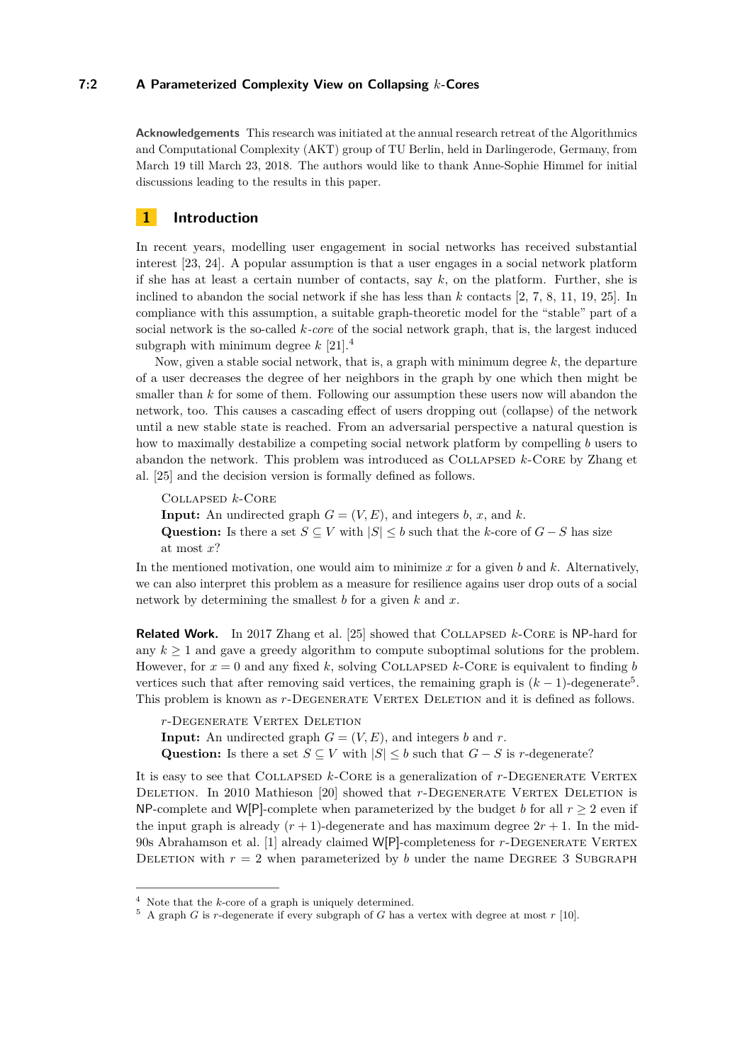**Acknowledgements** This research was initiated at the annual research retreat of the Algorithmics and Computational Complexity (AKT) group of TU Berlin, held in Darlingerode, Germany, from March 19 till March 23, 2018. The authors would like to thank Anne-Sophie Himmel for initial discussions leading to the results in this paper.

## 1 Introduction

In recent years, modelling user engagement in social networks has received substantial interest [23, 24]. A popular assumption is that a user engages in a social network platform if she has at least a certain number of contacts, say $k$, on the platform. Further, she is inclined to abandon the social network if she has less than $k$ contacts [2, 7, 8, 11, 19, 25]. In compliance with this assumption, a suitable graph-theoretic model for the "stable" part of a social network is the so-called *$k$-core* of the social network graph, that is, the largest induced subgraph with minimum degree $k$ [21].[4]

Now, given a stable social network, that is, a graph with minimum degree $k$, the departure of a user decreases the degree of her neighbors in the graph by one which then might be smaller than $k$ for some of them. Following our assumption these users now will abandon the network, too. This causes a cascading effect of users dropping out (collapse) of the network until a new stable state is reached. From an adversarial perspective a natural question is how to maximally destabilize a competing social network platform by compelling $b$ users to abandon the network. This problem was introduced as Collapsed $k$-Core by Zhang et al. [25] and the decision version is formally defined as follows.

> Collapsed $k$-Core
> **Input:** An undirected graph $G = (V, E)$, and integers $b$, $x$, and $k$.
> **Question:** Is there a set $S \subseteq V$ with $|S| \leq b$ such that the $k$-core of $G - S$ has size at most $x$?

In the mentioned motivation, one would aim to minimize $x$ for a given $b$ and $k$. Alternatively, we can also interpret this problem as a measure for resilience agains user drop outs of a social network by determining the smallest $b$ for a given $k$ and $x$.

**Related Work.** In 2017 Zhang et al. [25] showed that Collapsed $k$-Core is NP-hard for any $k \geq 1$ and gave a greedy algorithm to compute suboptimal solutions for the problem. However, for $x = 0$ and any fixed $k$, solving Collapsed $k$-Core is equivalent to finding $b$ vertices such that after removing said vertices, the remaining graph is $(k-1)$-degenerate[5]. This problem is known as $r$-Degenerate Vertex Deletion and it is defined as follows.

> $r$-Degenerate Vertex Deletion
> **Input:** An undirected graph $G = (V, E)$, and integers $b$ and $r$.
> **Question:** Is there a set $S \subseteq V$ with $|S| \leq b$ such that $G - S$ is $r$-degenerate?

It is easy to see that Collapsed $k$-Core is a generalization of $r$-Degenerate Vertex Deletion. In 2010 Mathieson [20] showed that $r$-Degenerate Vertex Deletion is NP-complete and W[P]-complete when parameterized by the budget $b$ for all $r \geq 2$ even if the input graph is already $(r+1)$-degenerate and has maximum degree $2r + 1$. In the mid-90s Abrahamson et al. [1] already claimed W[P]-completeness for $r$-Degenerate Vertex Deletion with $r = 2$ when parameterized by $b$ under the name Degree 3 Subgraph

[4] Note that the $k$-core of a graph is uniquely determined.
[5] A graph $G$ is $r$-degenerate if every subgraph of $G$ has a vertex with degree at most $r$ [10].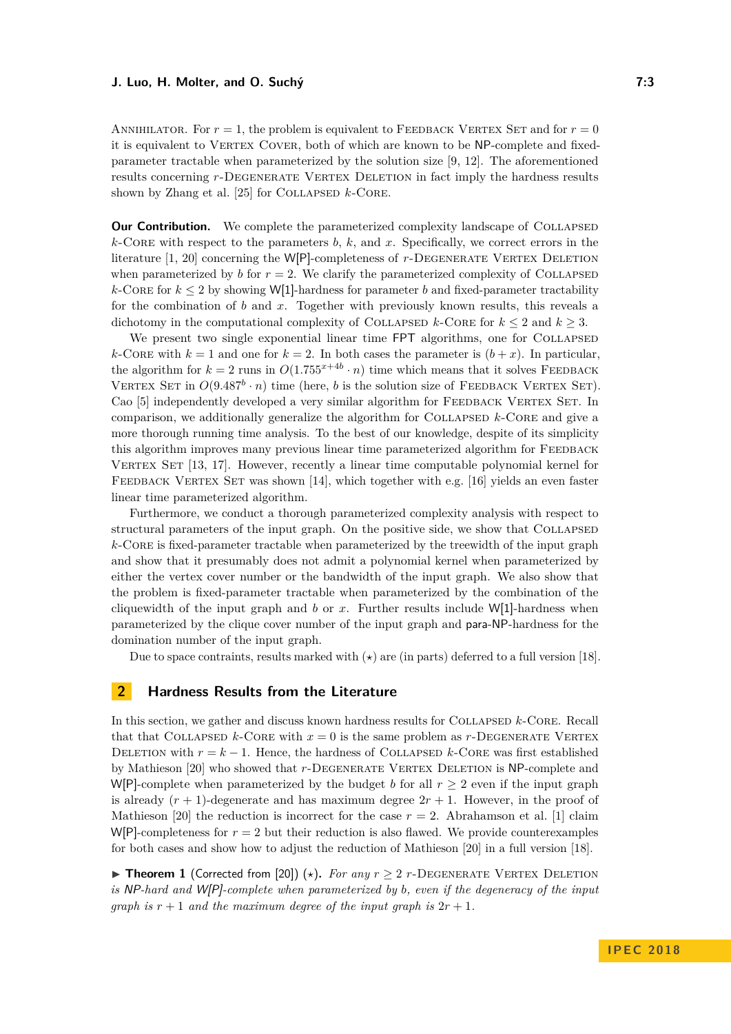ANNIHILATOR. For $r = 1$, the problem is equivalent to FEEDBACK VERTEX SET and for $r = 0$ it is equivalent to VERTEX COVER, both of which are known to be NP-complete and fixed-parameter tractable when parameterized by the solution size [9, 12]. The aforementioned results concerning $r$-DEGENERATE VERTEX DELETION in fact imply the hardness results shown by Zhang et al. [25] for COLLAPSED $k$-CORE.

**Our Contribution.** We complete the parameterized complexity landscape of COLLAPSED $k$-CORE with respect to the parameters $b$, $k$, and $x$. Specifically, we correct errors in the literature [1, 20] concerning the W[P]-completeness of $r$-DEGENERATE VERTEX DELETION when parameterized by $b$ for $r = 2$. We clarify the parameterized complexity of COLLAPSED $k$-CORE for $k \leq 2$ by showing W[1]-hardness for parameter $b$ and fixed-parameter tractability for the combination of $b$ and $x$. Together with previously known results, this reveals a dichotomy in the computational complexity of COLLAPSED $k$-CORE for $k \leq 2$ and $k \geq 3$.

We present two single exponential linear time FPT algorithms, one for COLLAPSED $k$-CORE with $k = 1$ and one for $k = 2$. In both cases the parameter is $(b + x)$. In particular, the algorithm for $k = 2$ runs in $O(1.755^{x+4b} \cdot n)$ time which means that it solves FEEDBACK VERTEX SET in $O(9.487^b \cdot n)$ time (here, $b$ is the solution size of FEEDBACK VERTEX SET). Cao [5] independently developed a very similar algorithm for FEEDBACK VERTEX SET. In comparison, we additionally generalize the algorithm for COLLAPSED $k$-CORE and give a more thorough running time analysis. To the best of our knowledge, despite of its simplicity this algorithm improves many previous linear time parameterized algorithm for FEEDBACK VERTEX SET [13, 17]. However, recently a linear time computable polynomial kernel for FEEDBACK VERTEX SET was shown [14], which together with e.g. [16] yields an even faster linear time parameterized algorithm.

Furthermore, we conduct a thorough parameterized complexity analysis with respect to structural parameters of the input graph. On the positive side, we show that COLLAPSED $k$-CORE is fixed-parameter tractable when parameterized by the treewidth of the input graph and show that it presumably does not admit a polynomial kernel when parameterized by either the vertex cover number or the bandwidth of the input graph. We also show that the problem is fixed-parameter tractable when parameterized by the combination of the cliquewidth of the input graph and $b$ or $x$. Further results include W[1]-hardness when parameterized by the clique cover number of the input graph and para-NP-hardness for the domination number of the input graph.

Due to space contraints, results marked with ($\star$) are (in parts) deferred to a full version [18].

## 2 Hardness Results from the Literature

In this section, we gather and discuss known hardness results for COLLAPSED $k$-CORE. Recall that that COLLAPSED $k$-CORE with $x = 0$ is the same problem as $r$-DEGENERATE VERTEX DELETION with $r = k - 1$. Hence, the hardness of COLLAPSED $k$-CORE was first established by Mathieson [20] who showed that $r$-DEGENERATE VERTEX DELETION is NP-complete and W[P]-complete when parameterized by the budget $b$ for all $r \geq 2$ even if the input graph is already $(r + 1)$-degenerate and has maximum degree $2r + 1$. However, in the proof of Mathieson [20] the reduction is incorrect for the case $r = 2$. Abrahamson et al. [1] claim W[P]-completeness for $r = 2$ but their reduction is also flawed. We provide counterexamples for both cases and show how to adjust the reduction of Mathieson [20] in a full version [18].

▶ **Theorem 1** (Corrected from [20]) ($\star$). *For any $r \geq 2$ $r$-DEGENERATE VERTEX DELETION is NP-hard and W[P]-complete when parameterized by $b$, even if the degeneracy of the input graph is $r + 1$ and the maximum degree of the input graph is $2r + 1$.*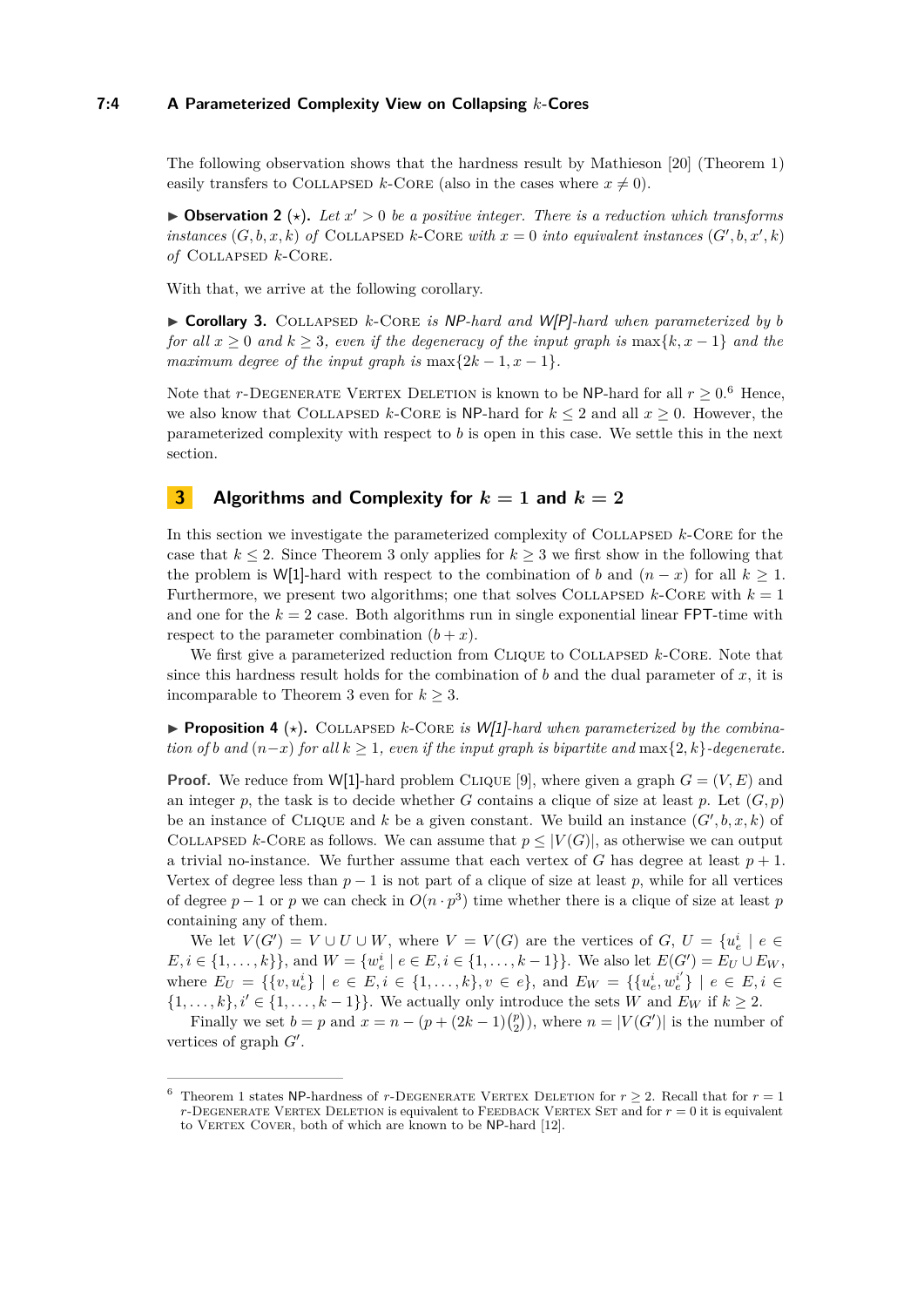The following observation shows that the hardness result by Mathieson [20] (Theorem 1) easily transfers to Collapsed $k$-Core (also in the cases where $x \neq 0$).

▶ **Observation 2** (⋆). *Let $x' > 0$ be a positive integer. There is a reduction which transforms instances $(G, b, x, k)$ of Collapsed $k$-Core with $x = 0$ into equivalent instances $(G', b, x', k)$ of Collapsed $k$-Core.*

With that, we arrive at the following corollary.

▶ **Corollary 3.** *Collapsed $k$-Core is NP-hard and W[P]-hard when parameterized by $b$ for all $x \geq 0$ and $k \geq 3$, even if the degeneracy of the input graph is $\max\{k, x-1\}$ and the maximum degree of the input graph is $\max\{2k-1, x-1\}$.*

Note that $r$-Degenerate Vertex Deletion is known to be NP-hard for all $r \geq 0$.[6] Hence, we also know that Collapsed $k$-Core is NP-hard for $k \leq 2$ and all $x \geq 0$. However, the parameterized complexity with respect to $b$ is open in this case. We settle this in the next section.

## 3 Algorithms and Complexity for $k = 1$ and $k = 2$

In this section we investigate the parameterized complexity of Collapsed $k$-Core for the case that $k \leq 2$. Since Theorem 3 only applies for $k \geq 3$ we first show in the following that the problem is W[1]-hard with respect to the combination of $b$ and $(n - x)$ for all $k \geq 1$. Furthermore, we present two algorithms; one that solves Collapsed $k$-Core with $k = 1$ and one for the $k = 2$ case. Both algorithms run in single exponential linear FPT-time with respect to the parameter combination $(b + x)$.

We first give a parameterized reduction from Clique to Collapsed $k$-Core. Note that since this hardness result holds for the combination of $b$ and the dual parameter of $x$, it is incomparable to Theorem 3 even for $k \geq 3$.

▶ **Proposition 4** (⋆). *Collapsed $k$-Core is W[1]-hard when parameterized by the combination of $b$ and $(n-x)$ for all $k \geq 1$, even if the input graph is bipartite and $\max\{2, k\}$-degenerate.*

**Proof.** We reduce from W[1]-hard problem Clique [9], where given a graph $G = (V, E)$ and an integer $p$, the task is to decide whether $G$ contains a clique of size at least $p$. Let $(G, p)$ be an instance of Clique and $k$ be a given constant. We build an instance $(G', b, x, k)$ of Collapsed $k$-Core as follows. We can assume that $p \leq |V(G)|$, as otherwise we can output a trivial no-instance. We further assume that each vertex of $G$ has degree at least $p + 1$. Vertex of degree less than $p - 1$ is not part of a clique of size at least $p$, while for all vertices of degree $p - 1$ or $p$ we can check in $O(n \cdot p^3)$ time whether there is a clique of size at least $p$ containing any of them.

We let $V(G') = V \cup U \cup W$, where $V = V(G)$ are the vertices of $G$, $U = \{u_e^i \mid e \in E, i \in \{1, \ldots, k\}\}$, and $W = \{w_e^i \mid e \in E, i \in \{1, \ldots, k-1\}\}$. We also let $E(G') = E_U \cup E_W$, where $E_U = \{\{v, u_e^i\} \mid e \in E, i \in \{1, \ldots, k\}, v \in e\}$, and $E_W = \{\{u_e^i, w_e^{i'}\} \mid e \in E, i \in \{1, \ldots, k\}, i' \in \{1, \ldots, k-1\}\}$. We actually only introduce the sets $W$ and $E_W$ if $k \geq 2$.

Finally we set $b = p$ and $x = n - (p + (2k-1)\binom{p}{2})$, where $n = |V(G')|$ is the number of vertices of graph $G'$.

---

[6] Theorem 1 states NP-hardness of $r$-Degenerate Vertex Deletion for $r \geq 2$. Recall that for $r = 1$ $r$-Degenerate Vertex Deletion is equivalent to Feedback Vertex Set and for $r = 0$ it is equivalent to Vertex Cover, both of which are known to be NP-hard [12].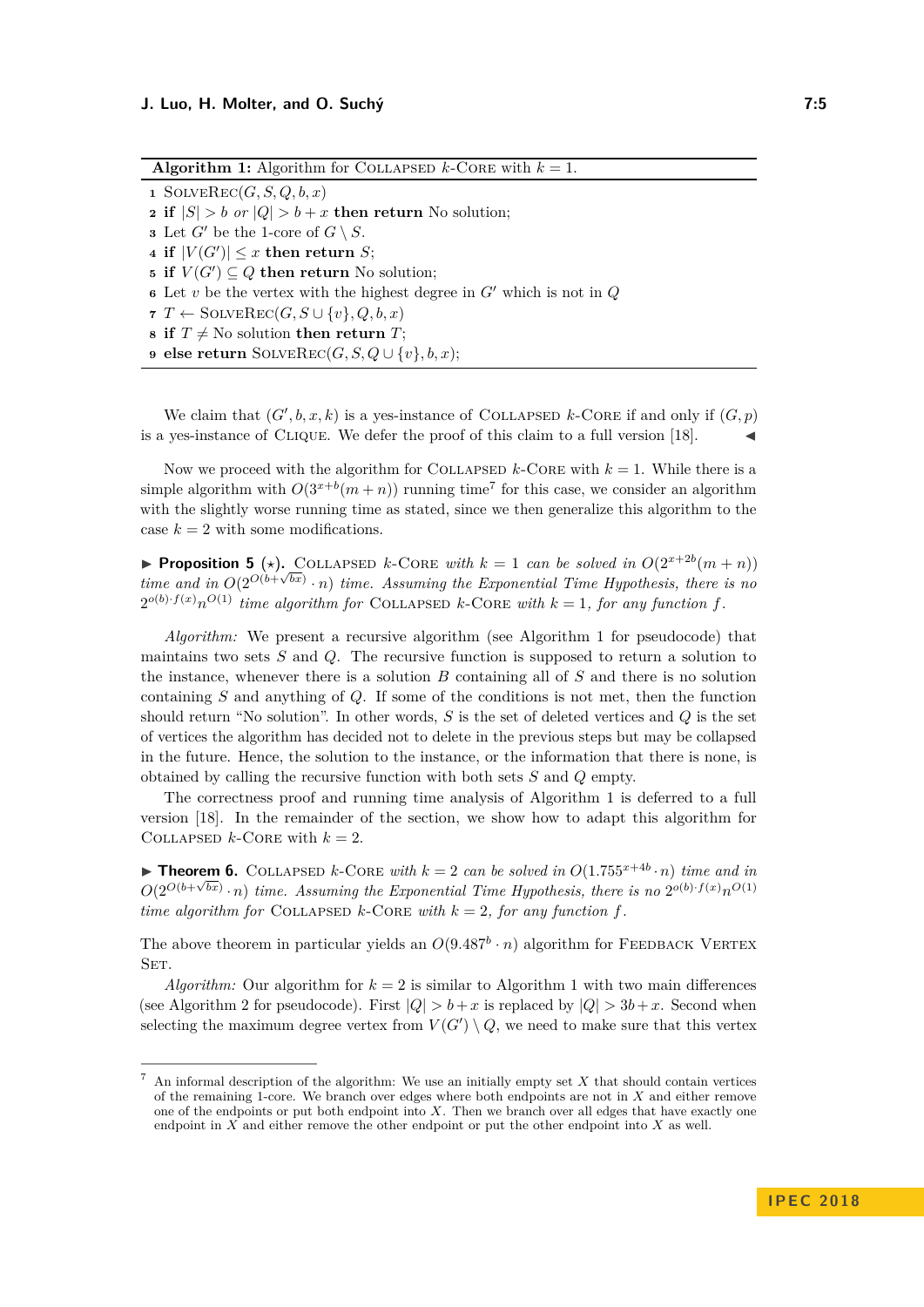**Algorithm 1:** Algorithm for Collapsed $k$-Core with $k = 1$.

```
1 SolveRec(G, S, Q, b, x)
2 if |S| > b or |Q| > b + x then return No solution;
3 Let G' be the 1-core of G \ S.
4 if |V(G')| ≤ x then return S;
5 if V(G') ⊆ Q then return No solution;
6 Let v be the vertex with the highest degree in G' which is not in Q
7 T ← SolveRec(G, S ∪ {v}, Q, b, x)
8 if T ≠ No solution then return T;
9 else return SolveRec(G, S, Q ∪ {v}, b, x);
```

We claim that $(G', b, x, k)$ is a yes-instance of Collapsed $k$-Core if and only if $(G, p)$ is a yes-instance of Clique. We defer the proof of this claim to a full version [18]. ◀

Now we proceed with the algorithm for Collapsed $k$-Core with $k = 1$. While there is a simple algorithm with $O(3^{x+b}(m + n))$ running time[7] for this case, we consider an algorithm with the slightly worse running time as stated, since we then generalize this algorithm to the case $k = 2$ with some modifications.

▶ **Proposition 5** (⋆). *Collapsed $k$-Core with $k = 1$ can be solved in $O(2^{x+2b}(m + n))$ time and in $O(2^{O(b+\sqrt{bx})} \cdot n)$ time. Assuming the Exponential Time Hypothesis, there is no $2^{o(b) \cdot f(x)} n^{O(1)}$ time algorithm for Collapsed $k$-Core with $k = 1$, for any function $f$.*

*Algorithm:* We present a recursive algorithm (see Algorithm 1 for pseudocode) that maintains two sets $S$ and $Q$. The recursive function is supposed to return a solution to the instance, whenever there is a solution $B$ containing all of $S$ and there is no solution containing $S$ and anything of $Q$. If some of the conditions is not met, then the function should return "No solution". In other words, $S$ is the set of deleted vertices and $Q$ is the set of vertices the algorithm has decided not to delete in the previous steps but may be collapsed in the future. Hence, the solution to the instance, or the information that there is none, is obtained by calling the recursive function with both sets $S$ and $Q$ empty.

The correctness proof and running time analysis of Algorithm 1 is deferred to a full version [18]. In the remainder of the section, we show how to adapt this algorithm for Collapsed $k$-Core with $k = 2$.

▶ **Theorem 6.** *Collapsed $k$-Core with $k = 2$ can be solved in $O(1.755^{x+4b} \cdot n)$ time and in $O(2^{O(b+\sqrt{bx})} \cdot n)$ time. Assuming the Exponential Time Hypothesis, there is no $2^{o(b) \cdot f(x)} n^{O(1)}$ time algorithm for Collapsed $k$-Core with $k = 2$, for any function $f$.*

The above theorem in particular yields an $O(9.487^b \cdot n)$ algorithm for Feedback Vertex Set.

*Algorithm:* Our algorithm for $k = 2$ is similar to Algorithm 1 with two main differences (see Algorithm 2 for pseudocode). First $|Q| > b + x$ is replaced by $|Q| > 3b + x$. Second when selecting the maximum degree vertex from $V(G') \setminus Q$, we need to make sure that this vertex

[7] An informal description of the algorithm: We use an initially empty set $X$ that should contain vertices of the remaining 1-core. We branch over edges where both endpoints are not in $X$ and either remove one of the endpoints or put both endpoint into $X$. Then we branch over all edges that have exactly one endpoint in $X$ and either remove the other endpoint or put the other endpoint into $X$ as well.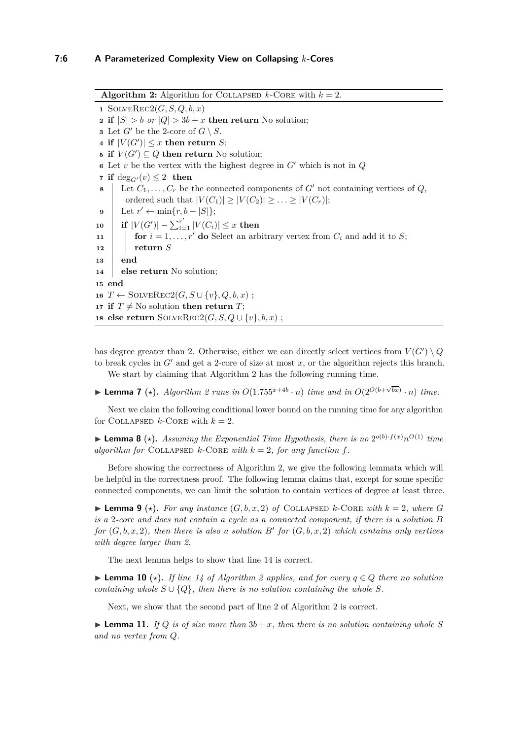**Algorithm 2:** Algorithm for Collapsed $k$-Core with $k = 2$.

```
1  SolveRec2(G, S, Q, b, x)
2  if |S| > b or |Q| > 3b + x then return No solution;
3  Let G' be the 2-core of G \ S.
4  if |V(G')| ≤ x then return S;
5  if V(G') ⊆ Q then return No solution;
6  Let v be the vertex with the highest degree in G' which is not in Q
7  if deg_{G'}(v) ≤ 2 then
8  |   Let C_1, ..., C_r be the connected components of G' not containing vertices of Q,
   |     ordered such that |V(C_1)| ≥ |V(C_2)| ≥ ... ≥ |V(C_r)|;
9  |   Let r' ← min{r, b − |S|};
10 |   if |V(G')| − Σ_{i=1}^{r'} |V(C_i)| ≤ x then
11 |   |   for i = 1, ..., r' do Select an arbitrary vertex from C_i and add it to S;
12 |   |   return S
13 |   end
14 |   else return No solution;
15 end
16 T ← SolveRec2(G, S ∪ {v}, Q, b, x) ;
17 if T ≠ No solution then return T;
18 else return SolveRec2(G, S, Q ∪ {v}, b, x) ;
```

has degree greater than 2. Otherwise, either we can directly select vertices from $V(G') \setminus Q$ to break cycles in $G'$ and get a 2-core of size at most $x$, or the algorithm rejects this branch.

We start by claiming that Algorithm 2 has the following running time.

▶ **Lemma 7** ($\star$). *Algorithm 2 runs in $O(1.755^{x+4b} \cdot n)$ time and in $O(2^{O(b+\sqrt{bx})} \cdot n)$ time.*

Next we claim the following conditional lower bound on the running time for any algorithm for Collapsed $k$-Core with $k = 2$.

▶ **Lemma 8** ($\star$). *Assuming the Exponential Time Hypothesis, there is no $2^{o(b) \cdot f(x)} n^{O(1)}$ time algorithm for* Collapsed $k$-Core *with $k = 2$, for any function $f$.*

Before showing the correctness of Algorithm 2, we give the following lemmata which will be helpful in the correctness proof. The following lemma claims that, except for some specific connected components, we can limit the solution to contain vertices of degree at least three.

▶ **Lemma 9** ($\star$). *For any instance $(G, b, x, 2)$ of* Collapsed $k$-Core *with $k = 2$, where $G$ is a 2-core and does not contain a cycle as a connected component, if there is a solution $B$ for $(G, b, x, 2)$, then there is also a solution $B'$ for $(G, b, x, 2)$ which contains only vertices with degree larger than 2.*

The next lemma helps to show that line 14 is correct.

▶ **Lemma 10** ($\star$). *If line 14 of Algorithm 2 applies, and for every $q \in Q$ there no solution containing whole $S \cup \{Q\}$, then there is no solution containing the whole $S$.*

Next, we show that the second part of line 2 of Algorithm 2 is correct.

▶ **Lemma 11.** *If $Q$ is of size more than $3b + x$, then there is no solution containing whole $S$ and no vertex from $Q$.*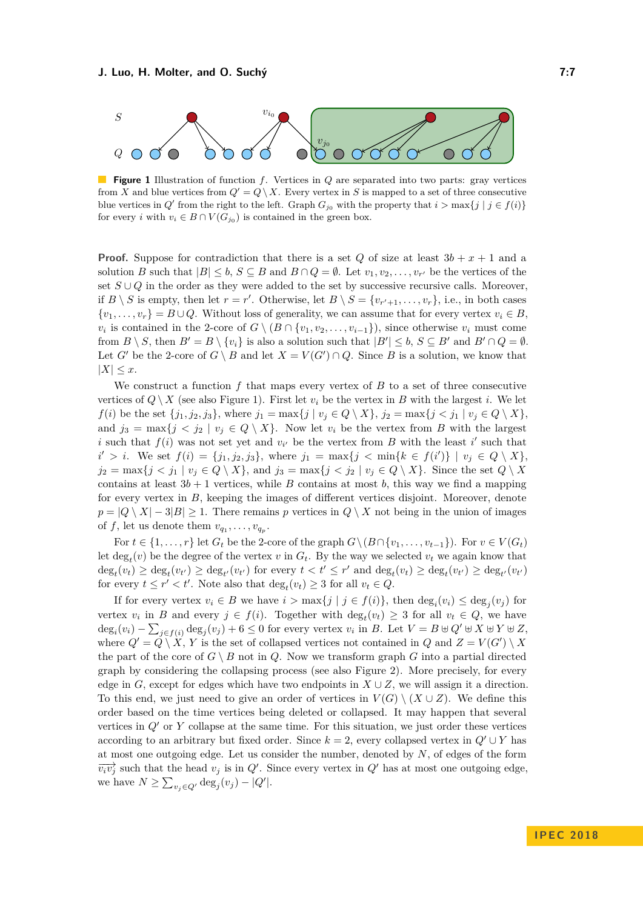**Figure 1** Illustration of function $f$. Vertices in $Q$ are separated into two parts: gray vertices from $X$ and blue vertices from $Q' = Q \setminus X$. Every vertex in $S$ is mapped to a set of three consecutive blue vertices in $Q'$ from the right to the left. Graph $G_{j_0}$ with the property that $i > \max\{j \mid j \in f(i)\}$ for every $i$ with $v_i \in B \cap V(G_{j_0})$ is contained in the green box.

**Proof.** Suppose for contradiction that there is a set $Q$ of size at least $3b + x + 1$ and a solution $B$ such that $|B| \leq b$, $S \subseteq B$ and $B \cap Q = \emptyset$. Let $v_1, v_2, \ldots, v_{r'}$ be the vertices of the set $S \cup Q$ in the order as they were added to the set by successive recursive calls. Moreover, if $B \setminus S$ is empty, then let $r = r'$. Otherwise, let $B \setminus S = \{v_{r'+1}, \ldots, v_r\}$, i.e., in both cases $\{v_1, \ldots, v_r\} = B \cup Q$. Without loss of generality, we can assume that for every vertex $v_i \in B$, $v_i$ is contained in the 2-core of $G \setminus (B \cap \{v_1, v_2, \ldots, v_{i-1}\})$, since otherwise $v_i$ must come from $B \setminus S$, then $B' = B \setminus \{v_i\}$ is also a solution such that $|B'| \leq b$, $S \subseteq B'$ and $B' \cap Q = \emptyset$. Let $G'$ be the 2-core of $G \setminus B$ and let $X = V(G') \cap Q$. Since $B$ is a solution, we know that $|X| \leq x$.

We construct a function $f$ that maps every vertex of $B$ to a set of three consecutive vertices of $Q \setminus X$ (see also Figure 1). First let $v_i$ be the vertex in $B$ with the largest $i$. We let $f(i)$ be the set $\{j_1, j_2, j_3\}$, where $j_1 = \max\{j \mid v_j \in Q \setminus X\}$, $j_2 = \max\{j < j_1 \mid v_j \in Q \setminus X\}$, and $j_3 = \max\{j < j_2 \mid v_j \in Q \setminus X\}$. Now let $v_i$ be the vertex from $B$ with the largest $i$ such that $f(i)$ was not set yet and $v_{i'}$ be the vertex from $B$ with the least $i'$ such that $i' > i$. We set $f(i) = \{j_1, j_2, j_3\}$, where $j_1 = \max\{j < \min\{k \in f(i')\} \mid v_j \in Q \setminus X\}$, $j_2 = \max\{j < j_1 \mid v_j \in Q \setminus X\}$, and $j_3 = \max\{j < j_2 \mid v_j \in Q \setminus X\}$. Since the set $Q \setminus X$ contains at least $3b + 1$ vertices, while $B$ contains at most $b$, this way we find a mapping for every vertex in $B$, keeping the images of different vertices disjoint. Moreover, denote $p = |Q \setminus X| - 3|B| \geq 1$. There remains $p$ vertices in $Q \setminus X$ not being in the union of images of $f$, let us denote them $v_{q_1}, \ldots, v_{q_p}$.

For $t \in \{1, \ldots, r\}$ let $G_t$ be the 2-core of the graph $G \setminus (B \cap \{v_1, \ldots, v_{t-1}\})$. For $v \in V(G_t)$ let $\deg_t(v)$ be the degree of the vertex $v$ in $G_t$. By the way we selected $v_t$ we again know that $\deg_t(v_t) \geq \deg_t(v_{t'}) \geq \deg_{t'}(v_{t'})$ for every $t < t' \leq r'$ and $\deg_t(v_t) \geq \deg_t(v_{t'}) \geq \deg_{t'}(v_{t'})$ for every $t \leq r' < t'$. Note also that $\deg_t(v_t) \geq 3$ for all $v_t \in Q$.

If for every vertex $v_i \in B$ we have $i > \max\{j \mid j \in f(i)\}$, then $\deg_i(v_i) \leq \deg_j(v_j)$ for vertex $v_i$ in $B$ and every $j \in f(i)$. Together with $\deg_t(v_t) \geq 3$ for all $v_t \in Q$, we have $\deg_i(v_i) - \sum_{j \in f(i)} \deg_j(v_j) + 6 \leq 0$ for every vertex $v_i$ in $B$. Let $V = B \uplus Q' \uplus X \uplus Y \uplus Z$, where $Q' = Q \setminus X$, $Y$ is the set of collapsed vertices not contained in $Q$ and $Z = V(G') \setminus X$ the part of the core of $G \setminus B$ not in $Q$. Now we transform graph $G$ into a partial directed graph by considering the collapsing process (see also Figure 2). More precisely, for every edge in $G$, except for edges which have two endpoints in $X \cup Z$, we will assign it a direction. To this end, we just need to give an order of vertices in $V(G) \setminus (X \cup Z)$. We define this order based on the time vertices being deleted or collapsed. It may happen that several vertices in $Q'$ or $Y$ collapse at the same time. For this situation, we just order these vertices according to an arbitrary but fixed order. Since $k = 2$, every collapsed vertex in $Q' \cup Y$ has at most one outgoing edge. Let us consider the number, denoted by $N$, of edges of the form $\overrightarrow{v_i v_j}$ such that the head $v_j$ is in $Q'$. Since every vertex in $Q'$ has at most one outgoing edge, we have $N \geq \sum_{v_j \in Q'} \deg_j(v_j) - |Q'|$.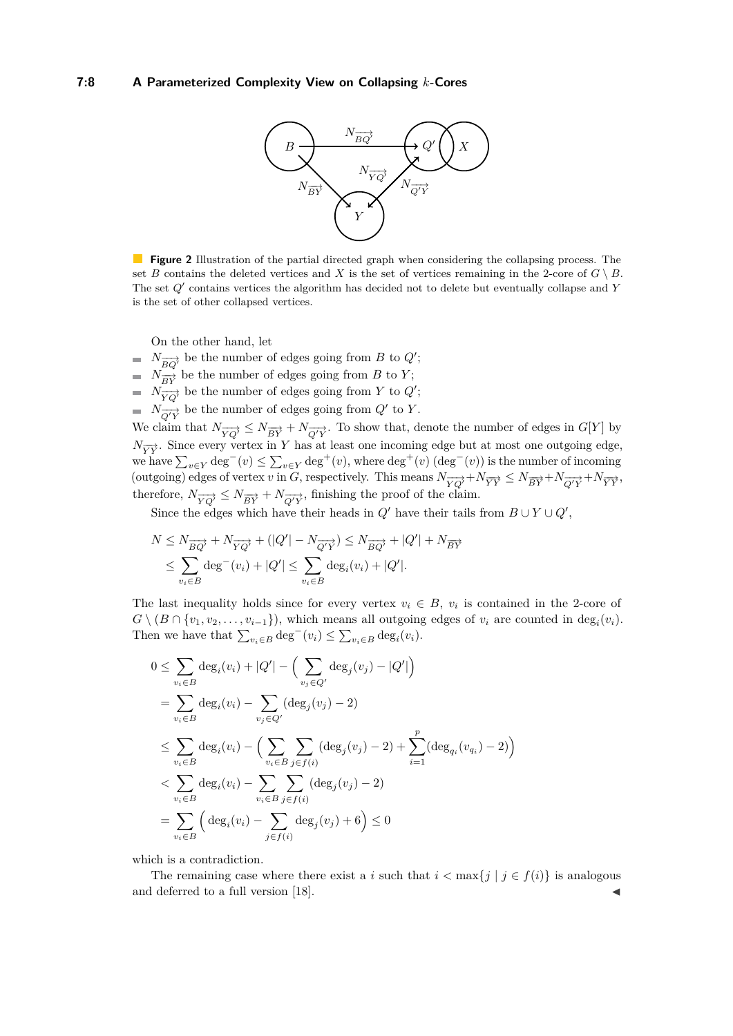**Figure 2** Illustration of the partial directed graph when considering the collapsing process. The set $B$ contains the deleted vertices and $X$ is the set of vertices remaining in the 2-core of $G \setminus B$. The set $Q'$ contains vertices the algorithm has decided not to delete but eventually collapse and $Y$ is the set of other collapsed vertices.

On the other hand, let

- $N_{\overrightarrow{BQ'}}$ be the number of edges going from $B$ to $Q'$;
- $N_{\overrightarrow{BY}}$ be the number of edges going from $B$ to $Y$;
- $N_{\overrightarrow{YQ'}}$ be the number of edges going from $Y$ to $Q'$;
- $N_{\overrightarrow{Q'Y}}$ be the number of edges going from $Q'$ to $Y$.

We claim that $N_{\overrightarrow{YQ'}} \leq N_{\overrightarrow{BY}} + N_{\overrightarrow{Q'Y}}$. To show that, denote the number of edges in $G[Y]$ by $N_{\overrightarrow{YY}}$. Since every vertex in $Y$ has at least one incoming edge but at most one outgoing edge, we have $\sum_{v \in Y} \deg^-(v) \leq \sum_{v \in Y} \deg^+(v)$, where $\deg^+(v)$ ($\deg^-(v)$) is the number of incoming (outgoing) edges of vertex $v$ in $G$, respectively. This means $N_{\overrightarrow{YQ'}} + N_{\overrightarrow{YY}} \leq N_{\overrightarrow{BY}} + N_{\overrightarrow{Q'Y}} + N_{\overrightarrow{YY}}$, therefore, $N_{\overrightarrow{YQ'}} \leq N_{\overrightarrow{BY}} + N_{\overrightarrow{Q'Y}}$, finishing the proof of the claim.

Since the edges which have their heads in $Q'$ have their tails from $B \cup Y \cup Q'$,

$$
\begin{aligned}
N &\leq N_{\overrightarrow{BQ'}} + N_{\overrightarrow{YQ'}} + (|Q'| - N_{\overrightarrow{Q'Y}}) \leq N_{\overrightarrow{BQ'}} + |Q'| + N_{\overrightarrow{BY}} \\
&\leq \sum_{v_i \in B} \deg^-(v_i) + |Q'| \leq \sum_{v_i \in B} \deg_i(v_i) + |Q'|.
\end{aligned}
$$

The last inequality holds since for every vertex $v_i \in B$, $v_i$ is contained in the 2-core of $G \setminus (B \cap \{v_1, v_2, \ldots, v_{i-1}\})$, which means all outgoing edges of $v_i$ are counted in $\deg_i(v_i)$. Then we have that $\sum_{v_i \in B} \deg^-(v_i) \leq \sum_{v_i \in B} \deg_i(v_i)$.

$$
\begin{aligned}
0 &\leq \sum_{v_i \in B} \deg_i(v_i) + |Q'| - \Big( \sum_{v_j \in Q'} \deg_j(v_j) - |Q'| \Big) \\
&= \sum_{v_i \in B} \deg_i(v_i) - \sum_{v_j \in Q'} (\deg_j(v_j) - 2) \\
&\leq \sum_{v_i \in B} \deg_i(v_i) - \Big( \sum_{v_i \in B} \sum_{j \in f(i)} (\deg_j(v_j) - 2) + \sum_{i=1}^{p} (\deg_{q_i}(v_{q_i}) - 2) \Big) \\
&< \sum_{v_i \in B} \deg_i(v_i) - \sum_{v_i \in B} \sum_{j \in f(i)} (\deg_j(v_j) - 2) \\
&= \sum_{v_i \in B} \Big( \deg_i(v_i) - \sum_{j \in f(i)} \deg_j(v_j) + 6 \Big) \leq 0
\end{aligned}
$$

which is a contradiction.

The remaining case where there exist a $i$ such that $i < \max\{j \mid j \in f(i)\}$ is analogous and deferred to a full version [18]. ◀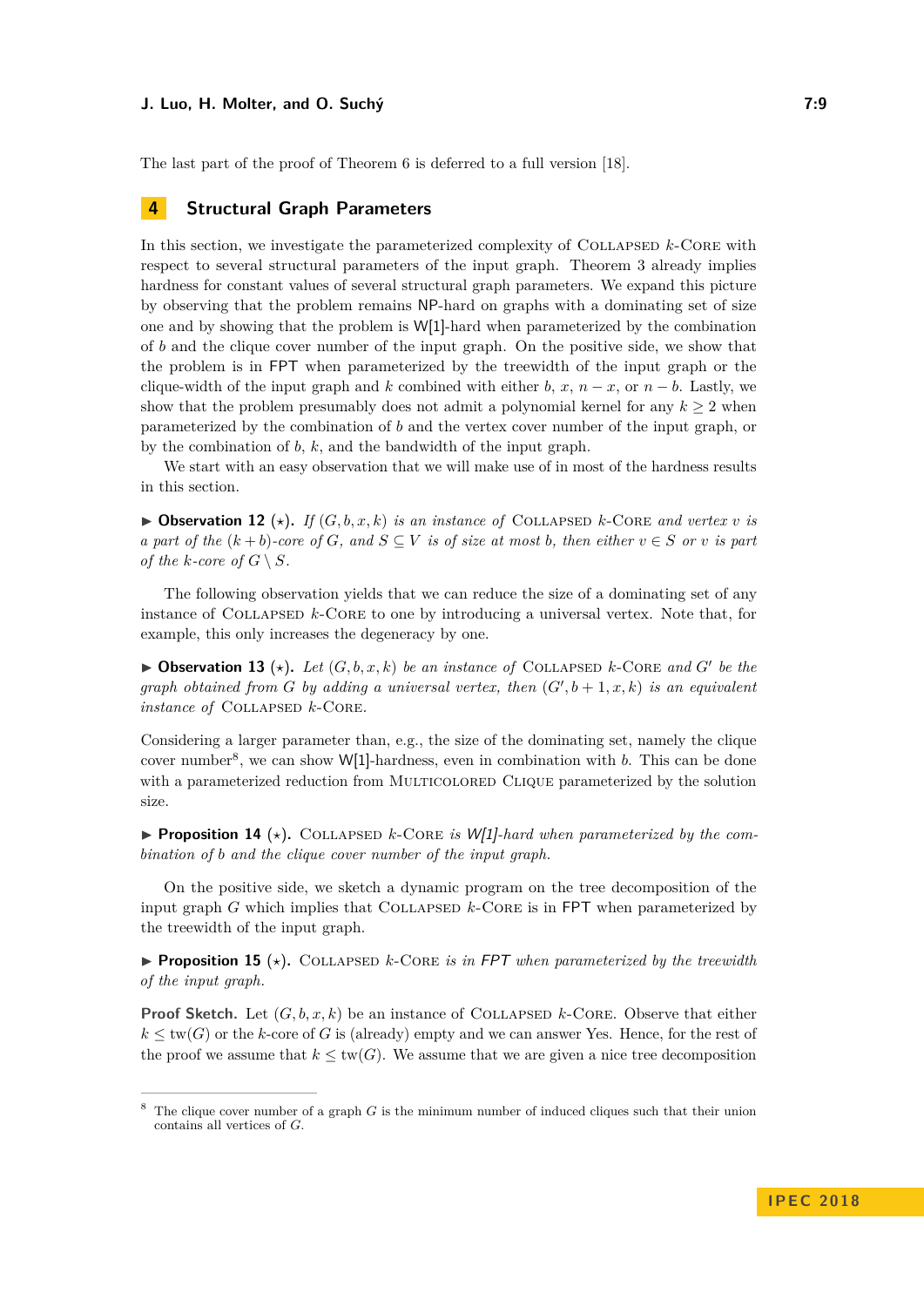The last part of the proof of Theorem 6 is deferred to a full version [18].

## 4 Structural Graph Parameters

In this section, we investigate the parameterized complexity of Collapsed $k$-Core with respect to several structural parameters of the input graph. Theorem 3 already implies hardness for constant values of several structural graph parameters. We expand this picture by observing that the problem remains NP-hard on graphs with a dominating set of size one and by showing that the problem is W[1]-hard when parameterized by the combination of $b$ and the clique cover number of the input graph. On the positive side, we show that the problem is in FPT when parameterized by the treewidth of the input graph or the clique-width of the input graph and $k$ combined with either $b$, $x$, $n-x$, or $n-b$. Lastly, we show that the problem presumably does not admit a polynomial kernel for any $k \geq 2$ when parameterized by the combination of $b$ and the vertex cover number of the input graph, or by the combination of $b$, $k$, and the bandwidth of the input graph.

We start with an easy observation that we will make use of in most of the hardness results in this section.

▶ **Observation 12** ($\star$). *If $(G, b, x, k)$ is an instance of Collapsed $k$-Core and vertex $v$ is a part of the $(k+b)$-core of $G$, and $S \subseteq V$ is of size at most $b$, then either $v \in S$ or $v$ is part of the $k$-core of $G \setminus S$.*

The following observation yields that we can reduce the size of a dominating set of any instance of Collapsed $k$-Core to one by introducing a universal vertex. Note that, for example, this only increases the degeneracy by one.

▶ **Observation 13** ($\star$). *Let $(G, b, x, k)$ be an instance of Collapsed $k$-Core and $G'$ be the graph obtained from $G$ by adding a universal vertex, then $(G', b+1, x, k)$ is an equivalent instance of Collapsed $k$-Core.*

Considering a larger parameter than, e.g., the size of the dominating set, namely the clique cover number[8], we can show W[1]-hardness, even in combination with $b$. This can be done with a parameterized reduction from Multicolored Clique parameterized by the solution size.

▶ **Proposition 14** ($\star$). *Collapsed $k$-Core is W[1]-hard when parameterized by the combination of $b$ and the clique cover number of the input graph.*

On the positive side, we sketch a dynamic program on the tree decomposition of the input graph $G$ which implies that Collapsed $k$-Core is in FPT when parameterized by the treewidth of the input graph.

▶ **Proposition 15** ($\star$). *Collapsed $k$-Core is in FPT when parameterized by the treewidth of the input graph.*

**Proof Sketch.** Let $(G, b, x, k)$ be an instance of Collapsed $k$-Core. Observe that either $k \leq \text{tw}(G)$ or the $k$-core of $G$ is (already) empty and we can answer Yes. Hence, for the rest of the proof we assume that $k \leq \text{tw}(G)$. We assume that we are given a nice tree decomposition

[8] The clique cover number of a graph $G$ is the minimum number of induced cliques such that their union contains all vertices of $G$.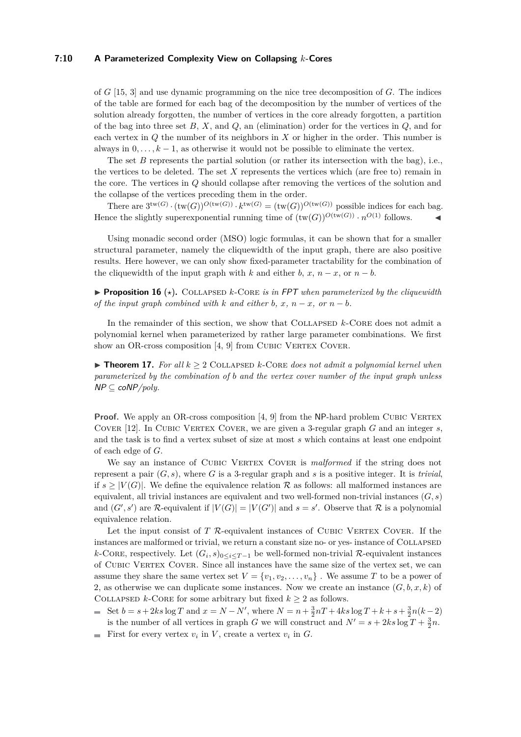of $G$ [15, 3] and use dynamic programming on the nice tree decomposition of $G$. The indices of the table are formed for each bag of the decomposition by the number of vertices of the solution already forgotten, the number of vertices in the core already forgotten, a partition of the bag into three set $B$, $X$, and $Q$, an (elimination) order for the vertices in $Q$, and for each vertex in $Q$ the number of its neighbors in $X$ or higher in the order. This number is always in $0, \dots, k-1$, as otherwise it would not be possible to eliminate the vertex.

The set $B$ represents the partial solution (or rather its intersection with the bag), i.e., the vertices to be deleted. The set $X$ represents the vertices which (are free to) remain in the core. The vertices in $Q$ should collapse after removing the vertices of the solution and the collapse of the vertices preceding them in the order.

There are $3^{\mathrm{tw}(G)} \cdot (\mathrm{tw}(G))^{O(\mathrm{tw}(G))} \cdot k^{\mathrm{tw}(G)} = (\mathrm{tw}(G))^{O(\mathrm{tw}(G))}$ possible indices for each bag. Hence the slightly superexponential running time of $(\mathrm{tw}(G))^{O(\mathrm{tw}(G))} \cdot n^{O(1)}$ follows. ◀

Using monadic second order (MSO) logic formulas, it can be shown that for a smaller structural parameter, namely the cliquewidth of the input graph, there are also positive results. Here however, we can only show fixed-parameter tractability for the combination of the cliquewidth of the input graph with $k$ and either $b$, $x$, $n-x$, or $n-b$.

▶ **Proposition 16** (⋆). Collapsed $k$-Core *is in FPT when parameterized by the cliquewidth of the input graph combined with $k$ and either $b$, $x$, $n-x$, or $n-b$.*

In the remainder of this section, we show that Collapsed $k$-Core does not admit a polynomial kernel when parameterized by rather large parameter combinations. We first show an OR-cross composition [4, 9] from Cubic Vertex Cover.

▶ **Theorem 17.** *For all $k \geq 2$ Collapsed $k$-Core does not admit a polynomial kernel when parameterized by the combination of $b$ and the vertex cover number of the input graph unless NP ⊆ coNP/poly.*

**Proof.** We apply an OR-cross composition [4, 9] from the NP-hard problem Cubic Vertex Cover [12]. In Cubic Vertex Cover, we are given a 3-regular graph $G$ and an integer $s$, and the task is to find a vertex subset of size at most $s$ which contains at least one endpoint of each edge of $G$.

We say an instance of Cubic Vertex Cover is *malformed* if the string does not represent a pair $(G, s)$, where $G$ is a 3-regular graph and $s$ is a positive integer. It is *trivial*, if $s \geq |V(G)|$. We define the equivalence relation $\mathcal{R}$ as follows: all malformed instances are equivalent, all trivial instances are equivalent and two well-formed non-trivial instances $(G, s)$ and $(G', s')$ are $\mathcal{R}$-equivalent if $|V(G)| = |V(G')|$ and $s = s'$. Observe that $\mathcal{R}$ is a polynomial equivalence relation.

Let the input consist of $T$ $\mathcal{R}$-equivalent instances of Cubic Vertex Cover. If the instances are malformed or trivial, we return a constant size no- or yes- instance of Collapsed $k$-Core, respectively. Let $(G_i, s)_{0 \leq i \leq T-1}$ be well-formed non-trivial $\mathcal{R}$-equivalent instances of Cubic Vertex Cover. Since all instances have the same size of the vertex set, we can assume they share the same vertex set $V = \{v_1, v_2, \dots, v_n\}$ . We assume $T$ to be a power of 2, as otherwise we can duplicate some instances. Now we create an instance $(G, b, x, k)$ of Collapsed $k$-Core for some arbitrary but fixed $k \geq 2$ as follows.

- Set $b = s + 2ks \log T$ and $x = N - N'$, where $N = n + \frac{3}{2}nT + 4ks \log T + k + s + \frac{3}{2}n(k-2)$ is the number of all vertices in graph $G$ we will construct and $N' = s + 2ks \log T + \frac{3}{2}n$.
- First for every vertex $v_i$ in $V$, create a vertex $v_i$ in $G$.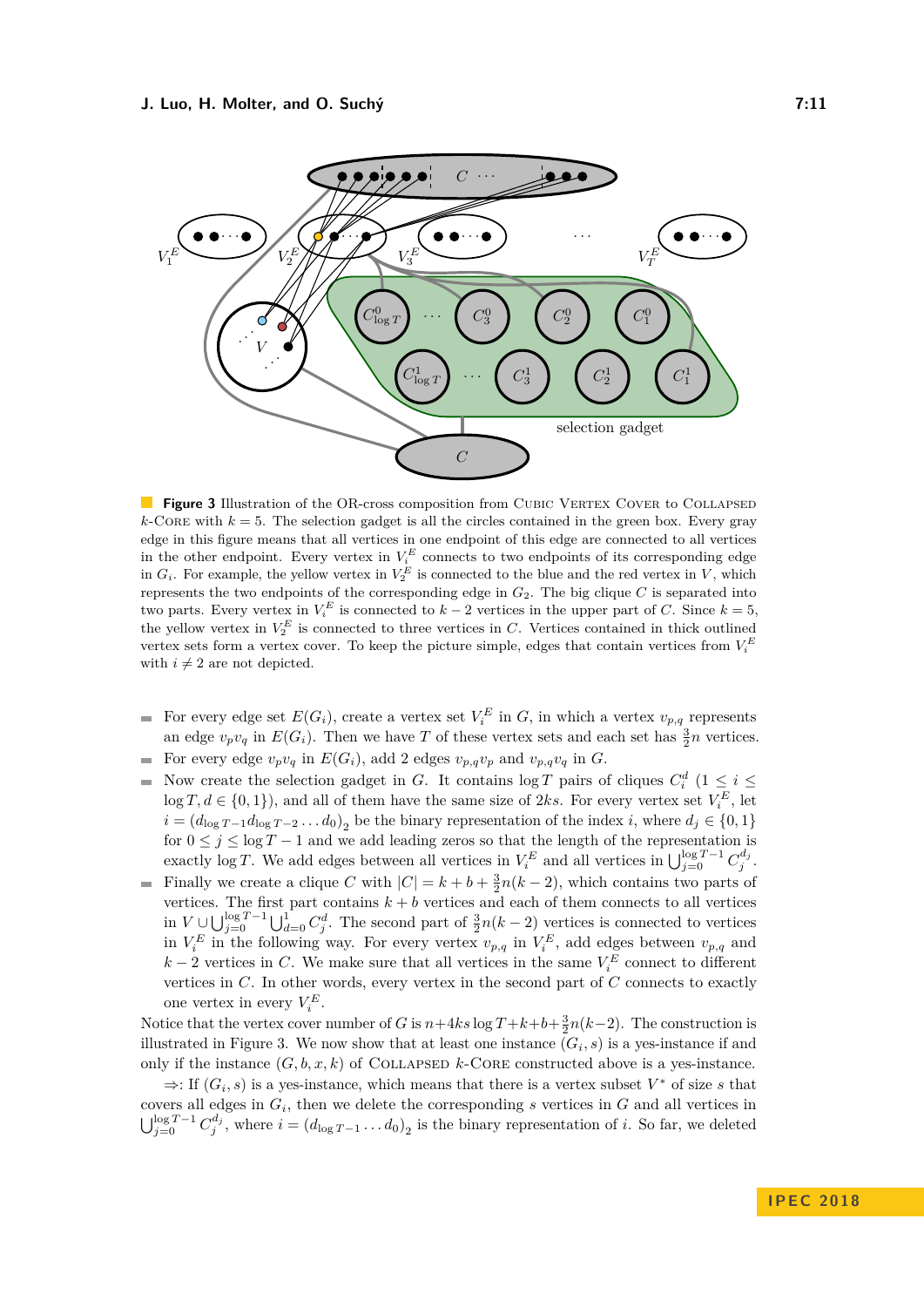**Figure 3** Illustration of the OR-cross composition from Cubic Vertex Cover to Collapsed $k$-Core with $k = 5$. The selection gadget is all the circles contained in the green box. Every gray edge in this figure means that all vertices in one endpoint of this edge are connected to all vertices in the other endpoint. Every vertex in $V_i^E$ connects to two endpoints of its corresponding edge in $G_i$. For example, the yellow vertex in $V_2^E$ is connected to the blue and the red vertex in $V$, which represents the two endpoints of the corresponding edge in $G_2$. The big clique $C$ is separated into two parts. Every vertex in $V_i^E$ is connected to $k-2$ vertices in the upper part of $C$. Since $k = 5$, the yellow vertex in $V_2^E$ is connected to three vertices in $C$. Vertices contained in thick outlined vertex sets form a vertex cover. To keep the picture simple, edges that contain vertices from $V_i^E$ with $i \neq 2$ are not depicted.

- For every edge set $E(G_i)$, create a vertex set $V_i^E$ in $G$, in which a vertex $v_{p,q}$ represents an edge $v_p v_q$ in $E(G_i)$. Then we have $T$ of these vertex sets and each set has $\frac{3}{2}n$ vertices.
- For every edge $v_p v_q$ in $E(G_i)$, add 2 edges $v_{p,q}v_p$ and $v_{p,q}v_q$ in $G$.
- Now create the selection gadget in $G$. It contains $\log T$ pairs of cliques $C_i^d$ ($1 \leq i \leq \log T, d \in \{0, 1\}$), and all of them have the same size of $2ks$. For every vertex set $V_i^E$, let $i = (d_{\log T-1} d_{\log T-2} \dots d_0)_2$ be the binary representation of the index $i$, where $d_j \in \{0, 1\}$ for $0 \leq j \leq \log T - 1$ and we add leading zeros so that the length of the representation is exactly $\log T$. We add edges between all vertices in $V_i^E$ and all vertices in $\bigcup_{j=0}^{\log T-1} C_j^{d_j}$.
- Finally we create a clique $C$ with $|C| = k + b + \frac{3}{2}n(k-2)$, which contains two parts of vertices. The first part contains $k + b$ vertices and each of them connects to all vertices in $V \cup \bigcup_{j=0}^{\log T-1} \bigcup_{d=0}^{1} C_j^d$. The second part of $\frac{3}{2}n(k-2)$ vertices is connected to vertices in $V_i^E$ in the following way. For every vertex $v_{p,q}$ in $V_i^E$, add edges between $v_{p,q}$ and $k-2$ vertices in $C$. We make sure that all vertices in the same $V_i^E$ connect to different vertices in $C$. In other words, every vertex in the second part of $C$ connects to exactly one vertex in every $V_i^E$.

Notice that the vertex cover number of $G$ is $n + 4ks \log T + k + b + \frac{3}{2}n(k-2)$. The construction is illustrated in Figure 3. We now show that at least one instance $(G_i, s)$ is a yes-instance if and only if the instance $(G, b, x, k)$ of Collapsed $k$-Core constructed above is a yes-instance.

$\Rightarrow$: If $(G_i, s)$ is a yes-instance, which means that there is a vertex subset $V^*$ of size $s$ that covers all edges in $G_i$, then we delete the corresponding $s$ vertices in $G$ and all vertices in $\bigcup_{j=0}^{\log T-1} C_j^{d_j}$, where $i = (d_{\log T-1} \dots d_0)_2$ is the binary representation of $i$. So far, we deleted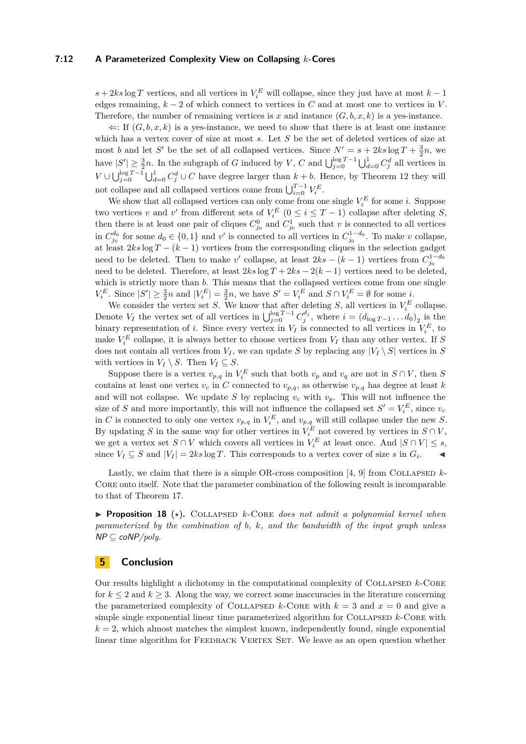$s + 2ks \log T$ vertices, and all vertices in $V_i^E$ will collapse, since they just have at most $k-1$ edges remaining, $k-2$ of which connect to vertices in $C$ and at most one to vertices in $V$. Therefore, the number of remaining vertices is $x$ and instance $(G, b, x, k)$ is a yes-instance.

$\Leftarrow$: If $(G, b, x, k)$ is a yes-instance, we need to show that there is at least one instance which has a vertex cover of size at most $s$. Let $S$ be the set of deleted vertices of size at most $b$ and let $S'$ be the set of all collapsed vertices. Since $N' = s + 2ks \log T + \frac{3}{2}n$, we have $|S'| \geq \frac{3}{2}n$. In the subgraph of $G$ induced by $V$, $C$ and $\bigcup_{j=0}^{\log T-1} \bigcup_{d=0}^{1} C_j^d$ all vertices in $V \cup \bigcup_{j=0}^{\log T-1} \bigcup_{d=0}^{1} C_j^d \cup C$ have degree larger than $k+b$. Hence, by Theorem 12 they will not collapse and all collapsed vertices come from $\bigcup_{i=0}^{T-1} V_i^E$.

We show that all collapsed vertices can only come from one single $V_i^E$ for some $i$. Suppose two vertices $v$ and $v'$ from different sets of $V_i^E$ $(0 \leq i \leq T-1)$ collapse after deleting $S$, then there is at least one pair of cliques $C_{j_0}^0$ and $C_{j_0}^1$ such that $v$ is connected to all vertices in $C_{j_0}^{d_0}$ for some $d_0 \in \{0, 1\}$ and $v'$ is connected to all vertices in $C_{j_0}^{1-d_0}$. To make $v$ collapse, at least $2ks \log T - (k-1)$ vertices from the corresponding cliques in the selection gadget need to be deleted. Then to make $v'$ collapse, at least $2ks - (k-1)$ vertices from $C_{j_0}^{1-d_0}$ need to be deleted. Therefore, at least $2ks \log T + 2ks - 2(k-1)$ vertices need to be deleted, which is strictly more than $b$. This means that the collapsed vertices come from one single $V_i^E$. Since $|S'| \geq \frac{3}{2}n$ and $|V_i^E| = \frac{3}{2}n$, we have $S' = V_i^E$ and $S \cap V_i^E = \emptyset$ for some $i$.

We consider the vertex set $S$. We know that after deleting $S$, all vertices in $V_i^E$ collapse. Denote $V_I$ the vertex set of all vertices in $\bigcup_{j=0}^{\log T-1} C_j^{d_j}$, where $i = (d_{\log T-1} \ldots d_0)_2$ is the binary representation of $i$. Since every vertex in $V_I$ is connected to all vertices in $V_i^E$, to make $V_i^E$ collapse, it is always better to choose vertices from $V_I$ than any other vertex. If $S$ does not contain all vertices from $V_I$, we can update $S$ by replacing any $|V_I \setminus S|$ vertices in $S$ with vertices in $V_I \setminus S$. Then $V_I \subseteq S$.

Suppose there is a vertex $v_{p,q}$ in $V_i^E$ such that both $v_p$ and $v_q$ are not in $S \cap V$, then $S$ contains at least one vertex $v_c$ in $C$ connected to $v_{p,q}$, as otherwise $v_{p,q}$ has degree at least $k$ and will not collapse. We update $S$ by replacing $v_c$ with $v_p$. This will not influence the size of $S$ and more importantly, this will not influence the collapsed set $S' = V_i^E$, since $v_c$ in $C$ is connected to only one vertex $v_{p,q}$ in $V_i^E$, and $v_{p,q}$ will still collapse under the new $S$. By updating $S$ in the same way for other vertices in $V_i^E$ not covered by vertices in $S \cap V$, we get a vertex set $S \cap V$ which covers all vertices in $V_i^E$ at least once. And $|S \cap V| \leq s$, since $V_I \subseteq S$ and $|V_I| = 2ks \log T$. This corresponds to a vertex cover of size $s$ in $G_i$. ◀

Lastly, we claim that there is a simple OR-cross composition [4, 9] from Collapsed $k$-Core onto itself. Note that the parameter combination of the following result is incomparable to that of Theorem 17.

▶ **Proposition 18** (⋆). Collapsed $k$-Core *does not admit a polynomial kernel when parameterized by the combination of* $b$*,* $k$*, and the bandwidth of the input graph unless* NP $\subseteq$ coNP/poly*.*

## 5 Conclusion

Our results highlight a dichotomy in the computational complexity of Collapsed $k$-Core for $k \leq 2$ and $k \geq 3$. Along the way, we correct some inaccuracies in the literature concerning the parameterized complexity of Collapsed $k$-Core with $k = 3$ and $x = 0$ and give a simple single exponential linear time parameterized algorithm for Collapsed $k$-Core with $k = 2$, which almost matches the simplest known, independently found, single exponential linear time algorithm for Feedback Vertex Set. We leave as an open question whether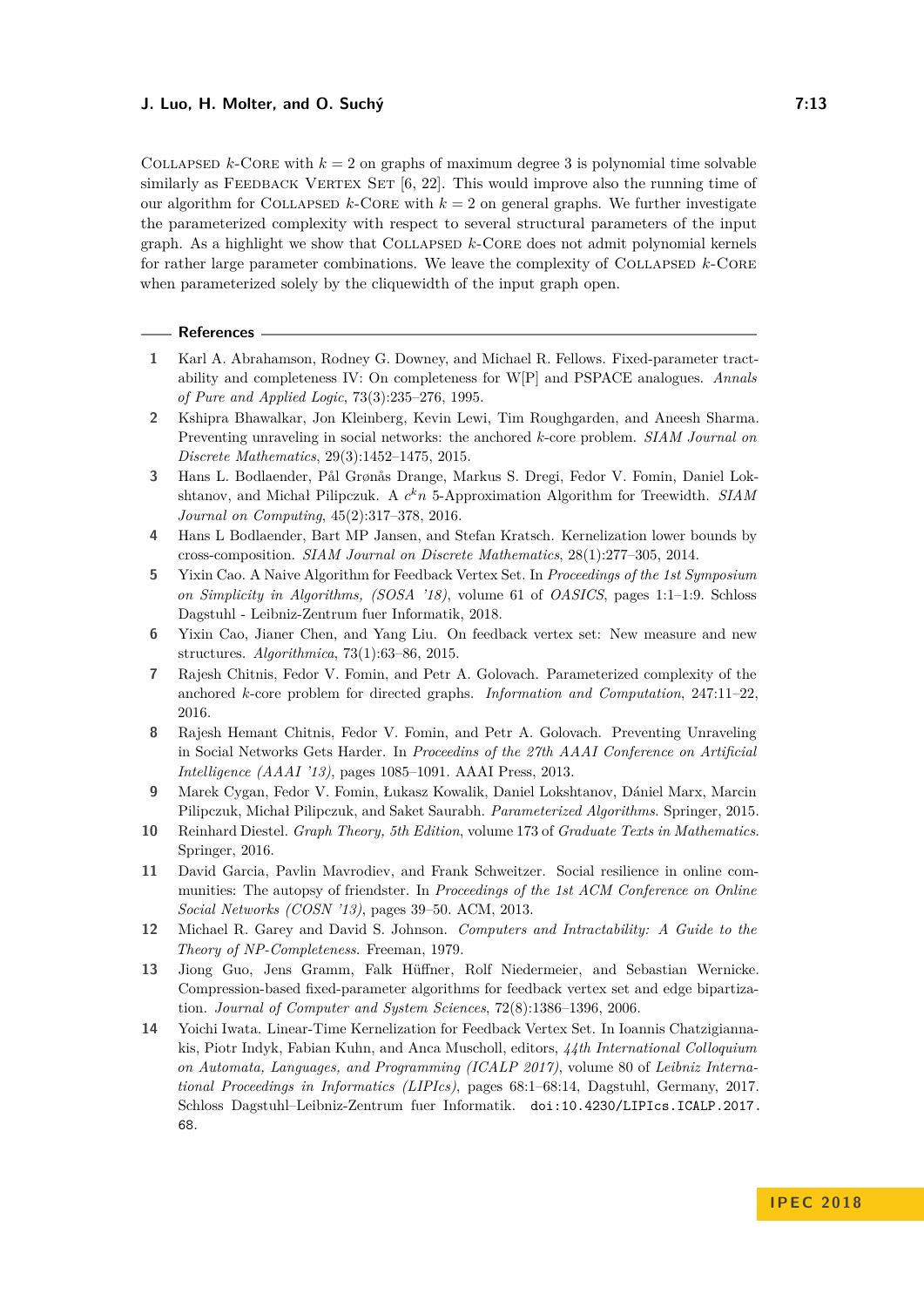COLLAPSED $k$-CORE with $k = 2$ on graphs of maximum degree 3 is polynomial time solvable similarly as FEEDBACK VERTEX SET [6, 22]. This would improve also the running time of our algorithm for COLLAPSED $k$-CORE with $k = 2$ on general graphs. We further investigate the parameterized complexity with respect to several structural parameters of the input graph. As a highlight we show that COLLAPSED $k$-CORE does not admit polynomial kernels for rather large parameter combinations. We leave the complexity of COLLAPSED $k$-CORE when parameterized solely by the cliquewidth of the input graph open.

## References

1. Karl A. Abrahamson, Rodney G. Downey, and Michael R. Fellows. Fixed-parameter tractability and completeness IV: On completeness for W[P] and PSPACE analogues. *Annals of Pure and Applied Logic*, 73(3):235–276, 1995.
2. Kshipra Bhawalkar, Jon Kleinberg, Kevin Lewi, Tim Roughgarden, and Aneesh Sharma. Preventing unraveling in social networks: the anchored $k$-core problem. *SIAM Journal on Discrete Mathematics*, 29(3):1452–1475, 2015.
3. Hans L. Bodlaender, Pål Grønås Drange, Markus S. Dregi, Fedor V. Fomin, Daniel Lokshtanov, and Michał Pilipczuk. A $c^k n$ 5-Approximation Algorithm for Treewidth. *SIAM Journal on Computing*, 45(2):317–378, 2016.
4. Hans L Bodlaender, Bart MP Jansen, and Stefan Kratsch. Kernelization lower bounds by cross-composition. *SIAM Journal on Discrete Mathematics*, 28(1):277–305, 2014.
5. Yixin Cao. A Naive Algorithm for Feedback Vertex Set. In *Proceedings of the 1st Symposium on Simplicity in Algorithms, (SOSA '18)*, volume 61 of *OASICS*, pages 1:1–1:9. Schloss Dagstuhl - Leibniz-Zentrum fuer Informatik, 2018.
6. Yixin Cao, Jianer Chen, and Yang Liu. On feedback vertex set: New measure and new structures. *Algorithmica*, 73(1):63–86, 2015.
7. Rajesh Chitnis, Fedor V. Fomin, and Petr A. Golovach. Parameterized complexity of the anchored $k$-core problem for directed graphs. *Information and Computation*, 247:11–22, 2016.
8. Rajesh Hemant Chitnis, Fedor V. Fomin, and Petr A. Golovach. Preventing Unraveling in Social Networks Gets Harder. In *Proceedins of the 27th AAAI Conference on Artificial Intelligence (AAAI '13)*, pages 1085–1091. AAAI Press, 2013.
9. Marek Cygan, Fedor V. Fomin, Łukasz Kowalik, Daniel Lokshtanov, Dániel Marx, Marcin Pilipczuk, Michał Pilipczuk, and Saket Saurabh. *Parameterized Algorithms*. Springer, 2015.
10. Reinhard Diestel. *Graph Theory, 5th Edition*, volume 173 of *Graduate Texts in Mathematics*. Springer, 2016.
11. David Garcia, Pavlin Mavrodiev, and Frank Schweitzer. Social resilience in online communities: The autopsy of friendster. In *Proceedings of the 1st ACM Conference on Online Social Networks (COSN '13)*, pages 39–50. ACM, 2013.
12. Michael R. Garey and David S. Johnson. *Computers and Intractability: A Guide to the Theory of NP-Completeness*. Freeman, 1979.
13. Jiong Guo, Jens Gramm, Falk Hüffner, Rolf Niedermeier, and Sebastian Wernicke. Compression-based fixed-parameter algorithms for feedback vertex set and edge bipartization. *Journal of Computer and System Sciences*, 72(8):1386–1396, 2006.
14. Yoichi Iwata. Linear-Time Kernelization for Feedback Vertex Set. In Ioannis Chatzigiannakis, Piotr Indyk, Fabian Kuhn, and Anca Muscholl, editors, *44th International Colloquium on Automata, Languages, and Programming (ICALP 2017)*, volume 80 of *Leibniz International Proceedings in Informatics (LIPIcs)*, pages 68:1–68:14, Dagstuhl, Germany, 2017. Schloss Dagstuhl–Leibniz-Zentrum fuer Informatik. doi:10.4230/LIPIcs.ICALP.2017.68.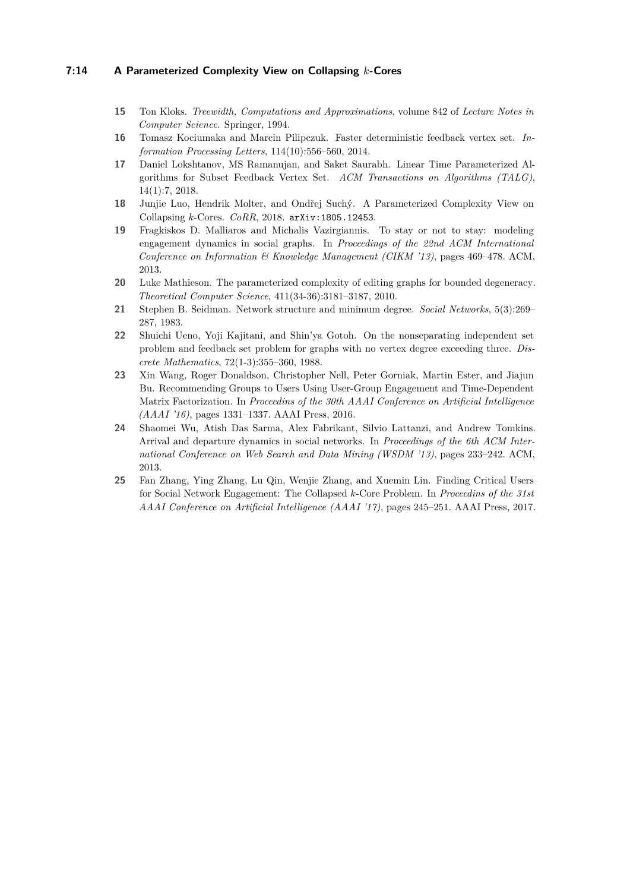15 Ton Kloks. *Treewidth, Computations and Approximations*, volume 842 of *Lecture Notes in Computer Science*. Springer, 1994.

16 Tomasz Kociumaka and Marcin Pilipczuk. Faster deterministic feedback vertex set. *Information Processing Letters*, 114(10):556–560, 2014.

17 Daniel Lokshtanov, MS Ramanujan, and Saket Saurabh. Linear Time Parameterized Algorithms for Subset Feedback Vertex Set. *ACM Transactions on Algorithms (TALG)*, 14(1):7, 2018.

18 Junjie Luo, Hendrik Molter, and Ondřej Suchý. A Parameterized Complexity View on Collapsing $k$-Cores. *CoRR*, 2018. `arXiv:1805.12453`.

19 Fragkiskos D. Malliaros and Michalis Vazirgiannis. To stay or not to stay: modeling engagement dynamics in social graphs. In *Proceedings of the 22nd ACM International Conference on Information & Knowledge Management (CIKM '13)*, pages 469–478. ACM, 2013.

20 Luke Mathieson. The parameterized complexity of editing graphs for bounded degeneracy. *Theoretical Computer Science*, 411(34-36):3181–3187, 2010.

21 Stephen B. Seidman. Network structure and minimum degree. *Social Networks*, 5(3):269–287, 1983.

22 Shuichi Ueno, Yoji Kajitani, and Shin'ya Gotoh. On the nonseparating independent set problem and feedback set problem for graphs with no vertex degree exceeding three. *Discrete Mathematics*, 72(1-3):355–360, 1988.

23 Xin Wang, Roger Donaldson, Christopher Nell, Peter Gorniak, Martin Ester, and Jiajun Bu. Recommending Groups to Users Using User-Group Engagement and Time-Dependent Matrix Factorization. In *Proceedins of the 30th AAAI Conference on Artificial Intelligence (AAAI '16)*, pages 1331–1337. AAAI Press, 2016.

24 Shaomei Wu, Atish Das Sarma, Alex Fabrikant, Silvio Lattanzi, and Andrew Tomkins. Arrival and departure dynamics in social networks. In *Proceedings of the 6th ACM International Conference on Web Search and Data Mining (WSDM '13)*, pages 233–242. ACM, 2013.

25 Fan Zhang, Ying Zhang, Lu Qin, Wenjie Zhang, and Xuemin Lin. Finding Critical Users for Social Network Engagement: The Collapsed $k$-Core Problem. In *Proceedins of the 31st AAAI Conference on Artificial Intelligence (AAAI '17)*, pages 245–251. AAAI Press, 2017.